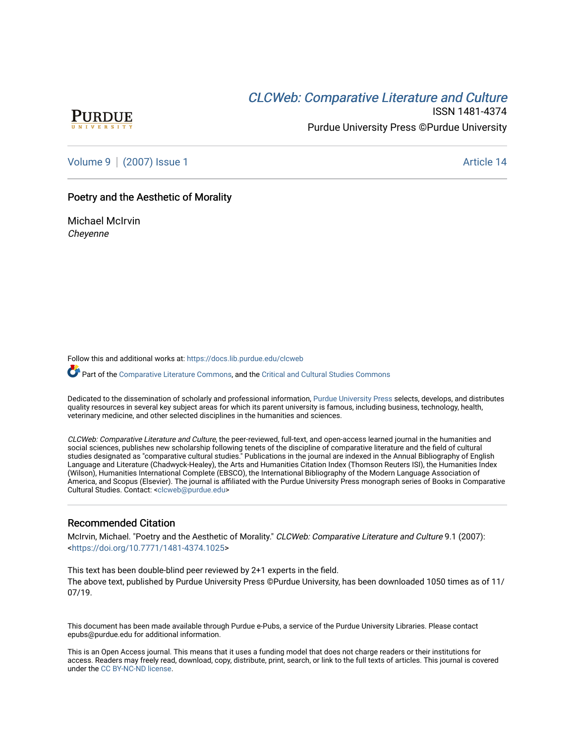[CLCWeb: Comparative Literature and Culture](https://docs.lib.purdue.edu/clcweb)

ISSN 1481-4374

Purdue University Press ©Purdue University

Volume 9 | (2007) Issue 1 — Article 14

# Poetry and the Aesthetic of Morality

Michael McIrvin
*Cheyenne*

Follow this and additional works at: https://docs.lib.purdue.edu/clcweb

Part of the Comparative Literature Commons, and the Critical and Cultural Studies Commons

Dedicated to the dissemination of scholarly and professional information, Purdue University Press selects, develops, and distributes quality resources in several key subject areas for which its parent university is famous, including business, technology, health, veterinary medicine, and other selected disciplines in the humanities and sciences.

*CLCWeb: Comparative Literature and Culture*, the peer-reviewed, full-text, and open-access learned journal in the humanities and social sciences, publishes new scholarship following tenets of the discipline of comparative literature and the field of cultural studies designated as "comparative cultural studies." Publications in the journal are indexed in the Annual Bibliography of English Language and Literature (Chadwyck-Healey), the Arts and Humanities Citation Index (Thomson Reuters ISI), the Humanities Index (Wilson), Humanities International Complete (EBSCO), the International Bibliography of the Modern Language Association of America, and Scopus (Elsevier). The journal is affiliated with the Purdue University Press monograph series of Books in Comparative Cultural Studies. Contact: <clcweb@purdue.edu>

## Recommended Citation

McIrvin, Michael. "Poetry and the Aesthetic of Morality." *CLCWeb: Comparative Literature and Culture* 9.1 (2007): <https://doi.org/10.7771/1481-4374.1025>

This text has been double-blind peer reviewed by 2+1 experts in the field.
The above text, published by Purdue University Press ©Purdue University, has been downloaded 1050 times as of 11/07/19.

This document has been made available through Purdue e-Pubs, a service of the Purdue University Libraries. Please contact epubs@purdue.edu for additional information.

This is an Open Access journal. This means that it uses a funding model that does not charge readers or their institutions for access. Readers may freely read, download, copy, distribute, print, search, or link to the full texts of articles. This journal is covered under the CC BY-NC-ND license.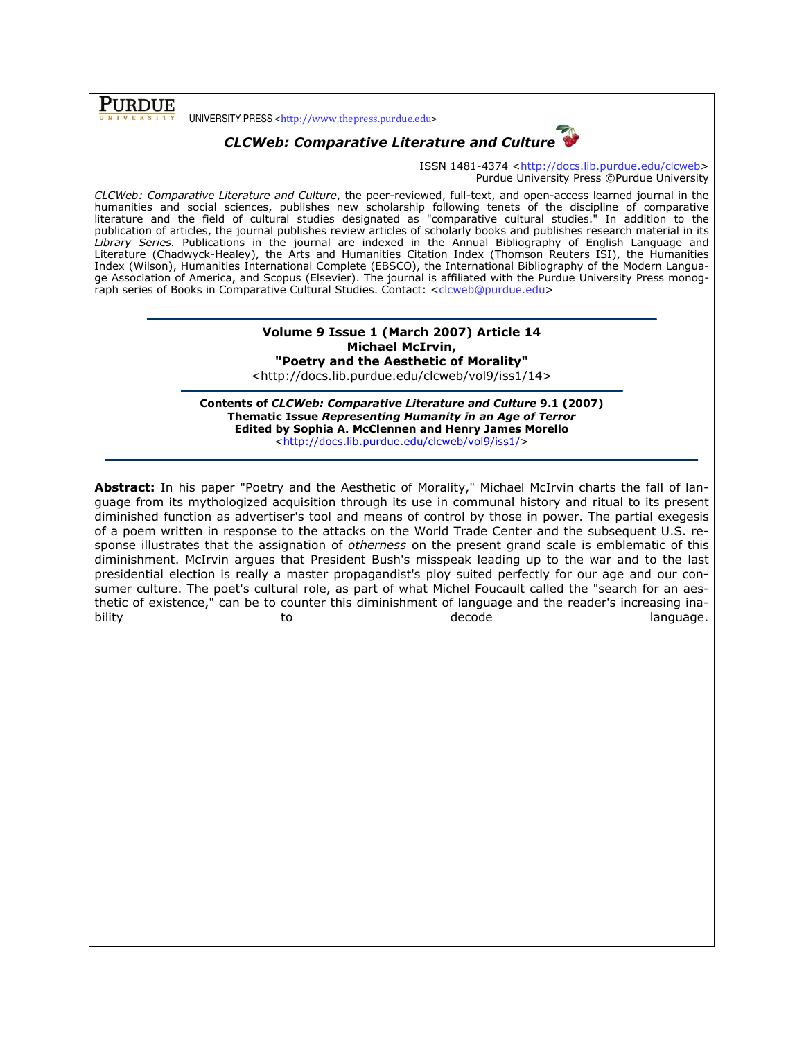PURDUE UNIVERSITY PRESS <http://www.thepress.purdue.edu>

***CLCWeb: Comparative Literature and Culture***

ISSN 1481-4374 <http://docs.lib.purdue.edu/clcweb>
Purdue University Press ©Purdue University

*CLCWeb: Comparative Literature and Culture*, the peer-reviewed, full-text, and open-access learned journal in the humanities and social sciences, publishes new scholarship following tenets of the discipline of comparative literature and the field of cultural studies designated as "comparative cultural studies." In addition to the publication of articles, the journal publishes review articles of scholarly books and publishes research material in its *Library Series*. Publications in the journal are indexed in the Annual Bibliography of English Language and Literature (Chadwyck-Healey), the Arts and Humanities Citation Index (Thomson Reuters ISI), the Humanities Index (Wilson), Humanities International Complete (EBSCO), the International Bibliography of the Modern Language Association of America, and Scopus (Elsevier). The journal is affiliated with the Purdue University Press monograph series of Books in Comparative Cultural Studies. Contact: <clcweb@purdue.edu>

---

**Volume 9 Issue 1 (March 2007) Article 14**
**Michael McIrvin,**
**"Poetry and the Aesthetic of Morality"**
<http://docs.lib.purdue.edu/clcweb/vol9/iss1/14>

---

**Contents of *CLCWeb: Comparative Literature and Culture* 9.1 (2007)**
**Thematic Issue *Representing Humanity in an Age of Terror***
**Edited by Sophia A. McClennen and Henry James Morello**
<http://docs.lib.purdue.edu/clcweb/vol9/iss1/>

---

**Abstract:** In his paper "Poetry and the Aesthetic of Morality," Michael McIrvin charts the fall of language from its mythologized acquisition through its use in communal history and ritual to its present diminished function as advertiser's tool and means of control by those in power. The partial exegesis of a poem written in response to the attacks on the World Trade Center and the subsequent U.S. response illustrates that the assignation of *otherness* on the present grand scale is emblematic of this diminishment. McIrvin argues that President Bush's misspeak leading up to the war and to the last presidential election is really a master propagandist's ploy suited perfectly for our age and our consumer culture. The poet's cultural role, as part of what Michel Foucault called the "search for an aesthetic of existence," can be to counter this diminishment of language and the reader's increasing inability to decode language.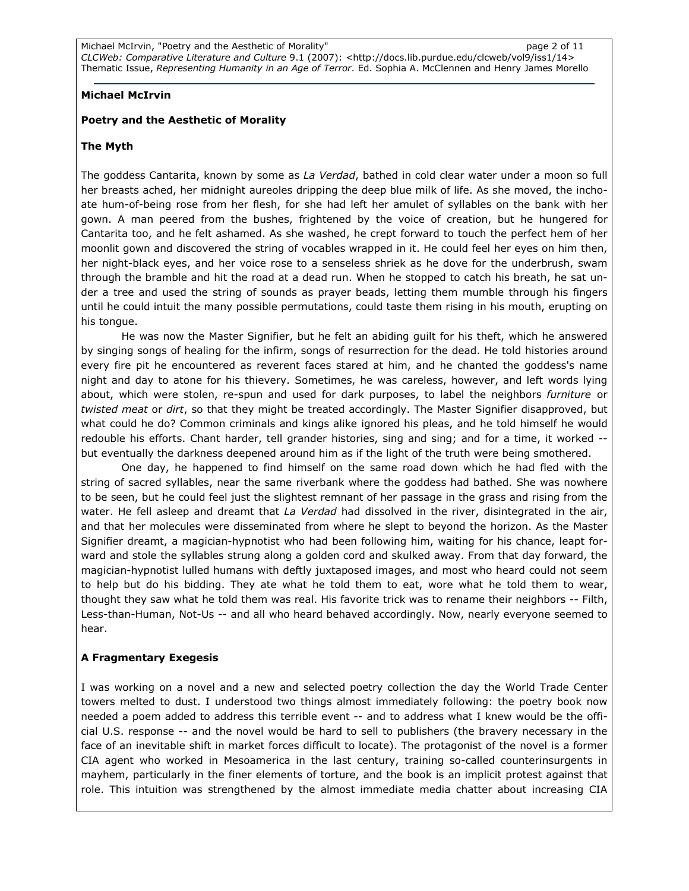**Michael McIrvin**

**Poetry and the Aesthetic of Morality**

**The Myth**

The goddess Cantarita, known by some as *La Verdad*, bathed in cold clear water under a moon so full her breasts ached, her midnight aureoles dripping the deep blue milk of life. As she moved, the inchoate hum-of-being rose from her flesh, for she had left her amulet of syllables on the bank with her gown. A man peered from the bushes, frightened by the voice of creation, but he hungered for Cantarita too, and he felt ashamed. As she washed, he crept forward to touch the perfect hem of her moonlit gown and discovered the string of vocables wrapped in it. He could feel her eyes on him then, her night-black eyes, and her voice rose to a senseless shriek as he dove for the underbrush, swam through the bramble and hit the road at a dead run. When he stopped to catch his breath, he sat under a tree and used the string of sounds as prayer beads, letting them mumble through his fingers until he could intuit the many possible permutations, could taste them rising in his mouth, erupting on his tongue.

He was now the Master Signifier, but he felt an abiding guilt for his theft, which he answered by singing songs of healing for the infirm, songs of resurrection for the dead. He told histories around every fire pit he encountered as reverent faces stared at him, and he chanted the goddess's name night and day to atone for his thievery. Sometimes, he was careless, however, and left words lying about, which were stolen, re-spun and used for dark purposes, to label the neighbors *furniture* or *twisted meat* or *dirt*, so that they might be treated accordingly. The Master Signifier disapproved, but what could he do? Common criminals and kings alike ignored his pleas, and he told himself he would redouble his efforts. Chant harder, tell grander histories, sing and sing; and for a time, it worked -- but eventually the darkness deepened around him as if the light of the truth were being smothered.

One day, he happened to find himself on the same road down which he had fled with the string of sacred syllables, near the same riverbank where the goddess had bathed. She was nowhere to be seen, but he could feel just the slightest remnant of her passage in the grass and rising from the water. He fell asleep and dreamt that *La Verdad* had dissolved in the river, disintegrated in the air, and that her molecules were disseminated from where he slept to beyond the horizon. As the Master Signifier dreamt, a magician-hypnotist who had been following him, waiting for his chance, leapt forward and stole the syllables strung along a golden cord and skulked away. From that day forward, the magician-hypnotist lulled humans with deftly juxtaposed images, and most who heard could not seem to help but do his bidding. They ate what he told them to eat, wore what he told them to wear, thought they saw what he told them was real. His favorite trick was to rename their neighbors -- Filth, Less-than-Human, Not-Us -- and all who heard behaved accordingly. Now, nearly everyone seemed to hear.

**A Fragmentary Exegesis**

I was working on a novel and a new and selected poetry collection the day the World Trade Center towers melted to dust. I understood two things almost immediately following: the poetry book now needed a poem added to address this terrible event -- and to address what I knew would be the official U.S. response -- and the novel would be hard to sell to publishers (the bravery necessary in the face of an inevitable shift in market forces difficult to locate). The protagonist of the novel is a former CIA agent who worked in Mesoamerica in the last century, training so-called counterinsurgents in mayhem, particularly in the finer elements of torture, and the book is an implicit protest against that role. This intuition was strengthened by the almost immediate media chatter about increasing CIA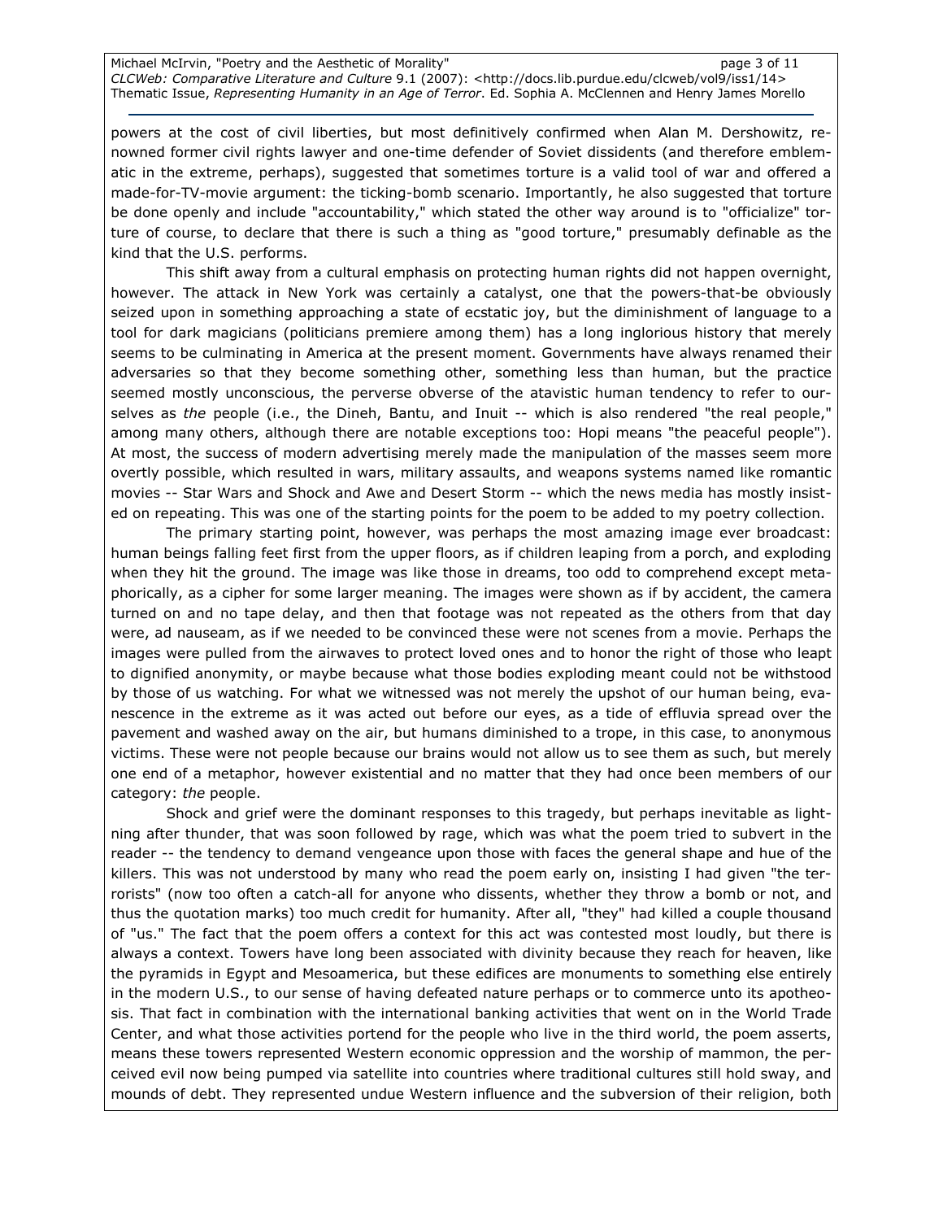powers at the cost of civil liberties, but most definitively confirmed when Alan M. Dershowitz, renowned former civil rights lawyer and one-time defender of Soviet dissidents (and therefore emblematic in the extreme, perhaps), suggested that sometimes torture is a valid tool of war and offered a made-for-TV-movie argument: the ticking-bomb scenario. Importantly, he also suggested that torture be done openly and include "accountability," which stated the other way around is to "officialize" torture of course, to declare that there is such a thing as "good torture," presumably definable as the kind that the U.S. performs.

This shift away from a cultural emphasis on protecting human rights did not happen overnight, however. The attack in New York was certainly a catalyst, one that the powers-that-be obviously seized upon in something approaching a state of ecstatic joy, but the diminishment of language to a tool for dark magicians (politicians premiere among them) has a long inglorious history that merely seems to be culminating in America at the present moment. Governments have always renamed their adversaries so that they become something other, something less than human, but the practice seemed mostly unconscious, the perverse obverse of the atavistic human tendency to refer to ourselves as *the* people (i.e., the Dineh, Bantu, and Inuit -- which is also rendered "the real people," among many others, although there are notable exceptions too: Hopi means "the peaceful people"). At most, the success of modern advertising merely made the manipulation of the masses seem more overtly possible, which resulted in wars, military assaults, and weapons systems named like romantic movies -- Star Wars and Shock and Awe and Desert Storm -- which the news media has mostly insisted on repeating. This was one of the starting points for the poem to be added to my poetry collection.

The primary starting point, however, was perhaps the most amazing image ever broadcast: human beings falling feet first from the upper floors, as if children leaping from a porch, and exploding when they hit the ground. The image was like those in dreams, too odd to comprehend except metaphorically, as a cipher for some larger meaning. The images were shown as if by accident, the camera turned on and no tape delay, and then that footage was not repeated as the others from that day were, ad nauseam, as if we needed to be convinced these were not scenes from a movie. Perhaps the images were pulled from the airwaves to protect loved ones and to honor the right of those who leapt to dignified anonymity, or maybe because what those bodies exploding meant could not be withstood by those of us watching. For what we witnessed was not merely the upshot of our human being, evanescence in the extreme as it was acted out before our eyes, as a tide of effluvia spread over the pavement and washed away on the air, but humans diminished to a trope, in this case, to anonymous victims. These were not people because our brains would not allow us to see them as such, but merely one end of a metaphor, however existential and no matter that they had once been members of our category: *the* people.

Shock and grief were the dominant responses to this tragedy, but perhaps inevitable as lightning after thunder, that was soon followed by rage, which was what the poem tried to subvert in the reader -- the tendency to demand vengeance upon those with faces the general shape and hue of the killers. This was not understood by many who read the poem early on, insisting I had given "the terrorists" (now too often a catch-all for anyone who dissents, whether they throw a bomb or not, and thus the quotation marks) too much credit for humanity. After all, "they" had killed a couple thousand of "us." The fact that the poem offers a context for this act was contested most loudly, but there is always a context. Towers have long been associated with divinity because they reach for heaven, like the pyramids in Egypt and Mesoamerica, but these edifices are monuments to something else entirely in the modern U.S., to our sense of having defeated nature perhaps or to commerce unto its apotheosis. That fact in combination with the international banking activities that went on in the World Trade Center, and what those activities portend for the people who live in the third world, the poem asserts, means these towers represented Western economic oppression and the worship of mammon, the perceived evil now being pumped via satellite into countries where traditional cultures still hold sway, and mounds of debt. They represented undue Western influence and the subversion of their religion, both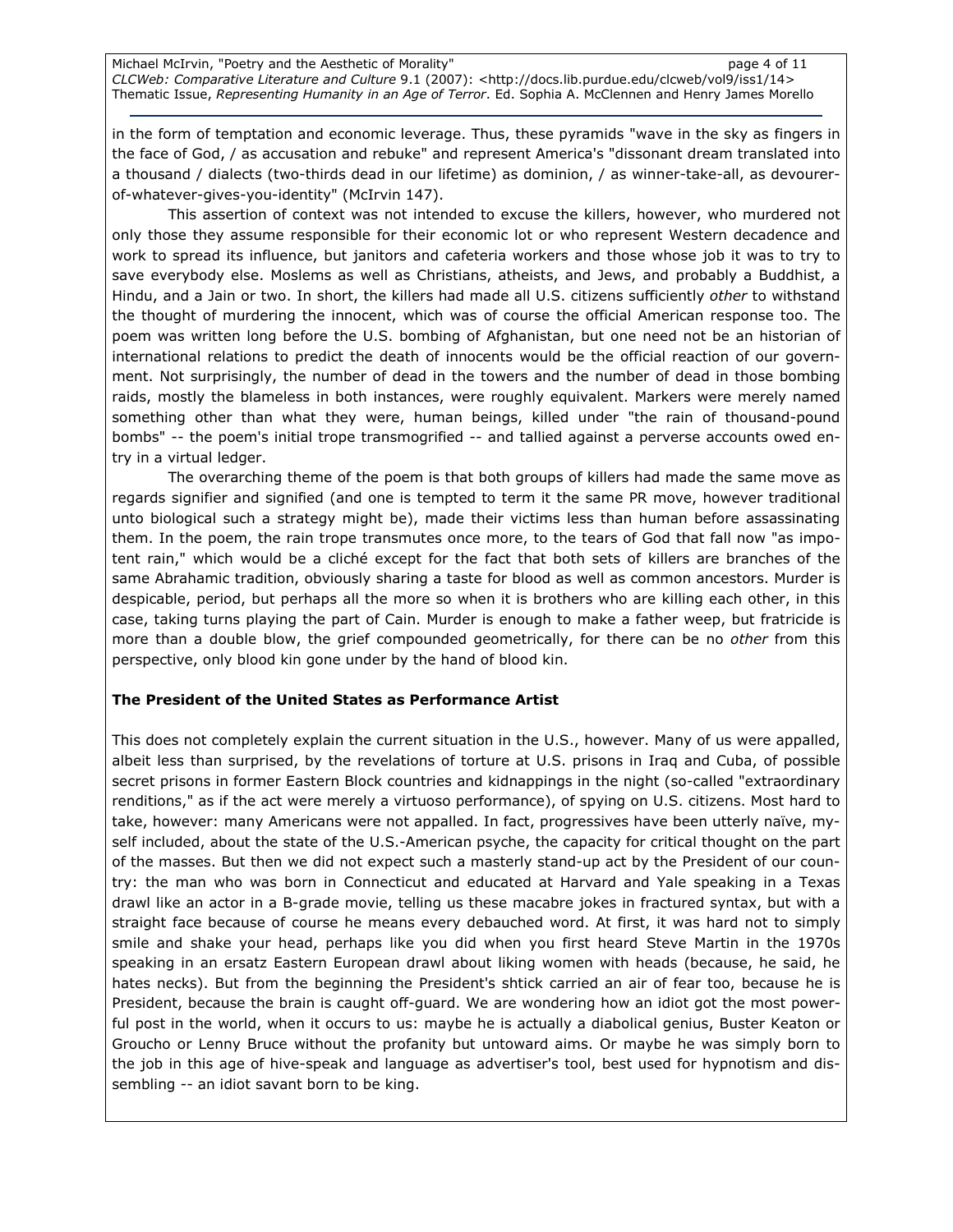in the form of temptation and economic leverage. Thus, these pyramids "wave in the sky as fingers in the face of God, / as accusation and rebuke" and represent America's "dissonant dream translated into a thousand / dialects (two-thirds dead in our lifetime) as dominion, / as winner-take-all, as devourer-of-whatever-gives-you-identity" (McIrvin 147).

This assertion of context was not intended to excuse the killers, however, who murdered not only those they assume responsible for their economic lot or who represent Western decadence and work to spread its influence, but janitors and cafeteria workers and those whose job it was to try to save everybody else. Moslems as well as Christians, atheists, and Jews, and probably a Buddhist, a Hindu, and a Jain or two. In short, the killers had made all U.S. citizens sufficiently *other* to withstand the thought of murdering the innocent, which was of course the official American response too. The poem was written long before the U.S. bombing of Afghanistan, but one need not be an historian of international relations to predict the death of innocents would be the official reaction of our government. Not surprisingly, the number of dead in the towers and the number of dead in those bombing raids, mostly the blameless in both instances, were roughly equivalent. Markers were merely named something other than what they were, human beings, killed under "the rain of thousand-pound bombs" -- the poem's initial trope transmogrified -- and tallied against a perverse accounts owed entry in a virtual ledger.

The overarching theme of the poem is that both groups of killers had made the same move as regards signifier and signified (and one is tempted to term it the same PR move, however traditional unto biological such a strategy might be), made their victims less than human before assassinating them. In the poem, the rain trope transmutes once more, to the tears of God that fall now "as impotent rain," which would be a cliché except for the fact that both sets of killers are branches of the same Abrahamic tradition, obviously sharing a taste for blood as well as common ancestors. Murder is despicable, period, but perhaps all the more so when it is brothers who are killing each other, in this case, taking turns playing the part of Cain. Murder is enough to make a father weep, but fratricide is more than a double blow, the grief compounded geometrically, for there can be no *other* from this perspective, only blood kin gone under by the hand of blood kin.

**The President of the United States as Performance Artist**

This does not completely explain the current situation in the U.S., however. Many of us were appalled, albeit less than surprised, by the revelations of torture at U.S. prisons in Iraq and Cuba, of possible secret prisons in former Eastern Block countries and kidnappings in the night (so-called "extraordinary renditions," as if the act were merely a virtuoso performance), of spying on U.S. citizens. Most hard to take, however: many Americans were not appalled. In fact, progressives have been utterly naïve, myself included, about the state of the U.S.-American psyche, the capacity for critical thought on the part of the masses. But then we did not expect such a masterly stand-up act by the President of our country: the man who was born in Connecticut and educated at Harvard and Yale speaking in a Texas drawl like an actor in a B-grade movie, telling us these macabre jokes in fractured syntax, but with a straight face because of course he means every debauched word. At first, it was hard not to simply smile and shake your head, perhaps like you did when you first heard Steve Martin in the 1970s speaking in an ersatz Eastern European drawl about liking women with heads (because, he said, he hates necks). But from the beginning the President's shtick carried an air of fear too, because he is President, because the brain is caught off-guard. We are wondering how an idiot got the most powerful post in the world, when it occurs to us: maybe he is actually a diabolical genius, Buster Keaton or Groucho or Lenny Bruce without the profanity but untoward aims. Or maybe he was simply born to the job in this age of hive-speak and language as advertiser's tool, best used for hypnotism and dissembling -- an idiot savant born to be king.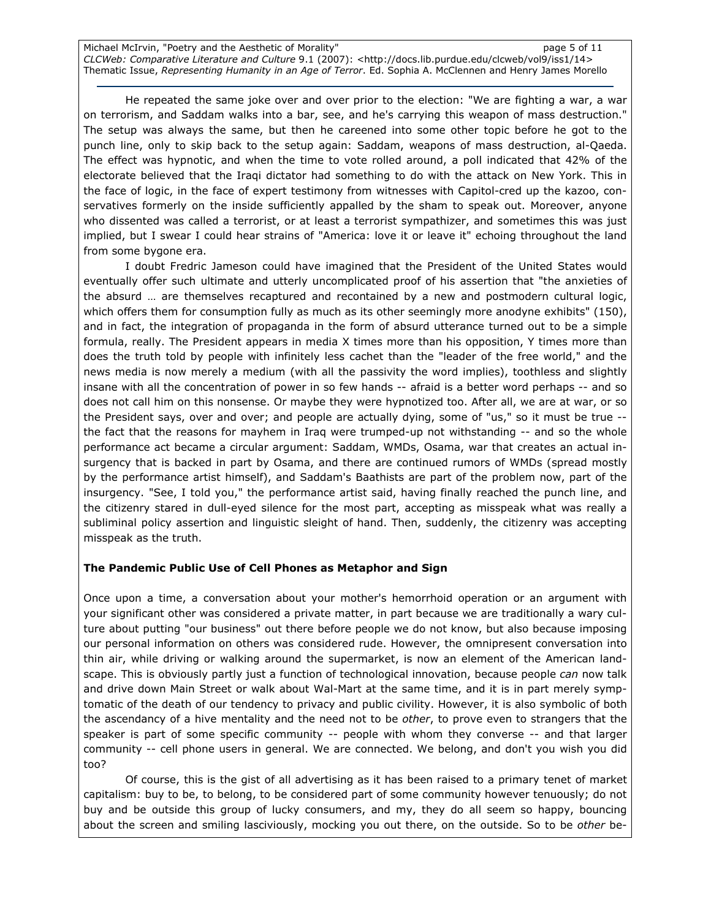He repeated the same joke over and over prior to the election: "We are fighting a war, a war on terrorism, and Saddam walks into a bar, see, and he's carrying this weapon of mass destruction." The setup was always the same, but then he careened into some other topic before he got to the punch line, only to skip back to the setup again: Saddam, weapons of mass destruction, al-Qaeda. The effect was hypnotic, and when the time to vote rolled around, a poll indicated that 42% of the electorate believed that the Iraqi dictator had something to do with the attack on New York. This in the face of logic, in the face of expert testimony from witnesses with Capitol-cred up the kazoo, conservatives formerly on the inside sufficiently appalled by the sham to speak out. Moreover, anyone who dissented was called a terrorist, or at least a terrorist sympathizer, and sometimes this was just implied, but I swear I could hear strains of "America: love it or leave it" echoing throughout the land from some bygone era.

I doubt Fredric Jameson could have imagined that the President of the United States would eventually offer such ultimate and utterly uncomplicated proof of his assertion that "the anxieties of the absurd … are themselves recaptured and recontained by a new and postmodern cultural logic, which offers them for consumption fully as much as its other seemingly more anodyne exhibits" (150), and in fact, the integration of propaganda in the form of absurd utterance turned out to be a simple formula, really. The President appears in media X times more than his opposition, Y times more than does the truth told by people with infinitely less cachet than the "leader of the free world," and the news media is now merely a medium (with all the passivity the word implies), toothless and slightly insane with all the concentration of power in so few hands -- afraid is a better word perhaps -- and so does not call him on this nonsense. Or maybe they were hypnotized too. After all, we are at war, or so the President says, over and over; and people are actually dying, some of "us," so it must be true -- the fact that the reasons for mayhem in Iraq were trumped-up not withstanding -- and so the whole performance act became a circular argument: Saddam, WMDs, Osama, war that creates an actual insurgency that is backed in part by Osama, and there are continued rumors of WMDs (spread mostly by the performance artist himself), and Saddam's Baathists are part of the problem now, part of the insurgency. "See, I told you," the performance artist said, having finally reached the punch line, and the citizenry stared in dull-eyed silence for the most part, accepting as misspeak what was really a subliminal policy assertion and linguistic sleight of hand. Then, suddenly, the citizenry was accepting misspeak as the truth.

**The Pandemic Public Use of Cell Phones as Metaphor and Sign**

Once upon a time, a conversation about your mother's hemorrhoid operation or an argument with your significant other was considered a private matter, in part because we are traditionally a wary culture about putting "our business" out there before people we do not know, but also because imposing our personal information on others was considered rude. However, the omnipresent conversation into thin air, while driving or walking around the supermarket, is now an element of the American landscape. This is obviously partly just a function of technological innovation, because people *can* now talk and drive down Main Street or walk about Wal-Mart at the same time, and it is in part merely symptomatic of the death of our tendency to privacy and public civility. However, it is also symbolic of both the ascendancy of a hive mentality and the need not to be *other*, to prove even to strangers that the speaker is part of some specific community -- people with whom they converse -- and that larger community -- cell phone users in general. We are connected. We belong, and don't you wish you did too?

Of course, this is the gist of all advertising as it has been raised to a primary tenet of market capitalism: buy to be, to belong, to be considered part of some community however tenuously; do not buy and be outside this group of lucky consumers, and my, they do all seem so happy, bouncing about the screen and smiling lasciviously, mocking you out there, on the outside. So to be *other* be-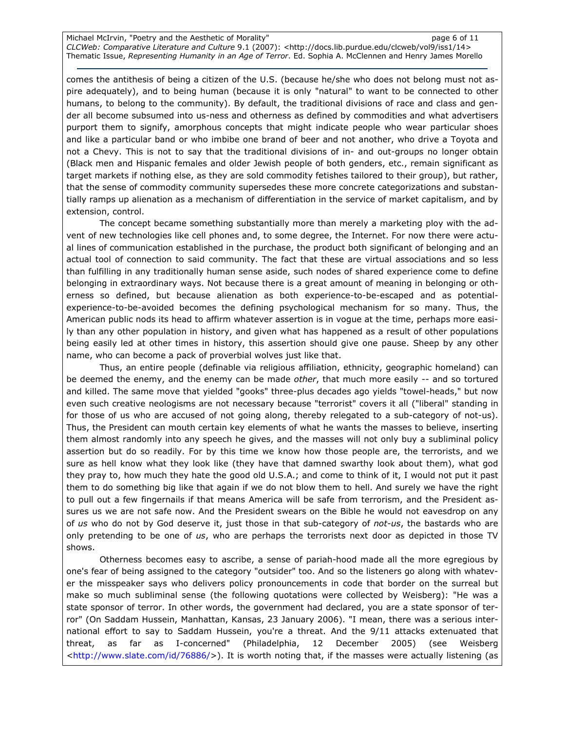comes the antithesis of being a citizen of the U.S. (because he/she who does not belong must not aspire adequately), and to being human (because it is only "natural" to want to be connected to other humans, to belong to the community). By default, the traditional divisions of race and class and gender all become subsumed into us-ness and otherness as defined by commodities and what advertisers purport them to signify, amorphous concepts that might indicate people who wear particular shoes and like a particular band or who imbibe one brand of beer and not another, who drive a Toyota and not a Chevy. This is not to say that the traditional divisions of in- and out-groups no longer obtain (Black men and Hispanic females and older Jewish people of both genders, etc., remain significant as target markets if nothing else, as they are sold commodity fetishes tailored to their group), but rather, that the sense of commodity community supersedes these more concrete categorizations and substantially ramps up alienation as a mechanism of differentiation in the service of market capitalism, and by extension, control.

The concept became something substantially more than merely a marketing ploy with the advent of new technologies like cell phones and, to some degree, the Internet. For now there were actual lines of communication established in the purchase, the product both significant of belonging and an actual tool of connection to said community. The fact that these are virtual associations and so less than fulfilling in any traditionally human sense aside, such nodes of shared experience come to define belonging in extraordinary ways. Not because there is a great amount of meaning in belonging or otherness so defined, but because alienation as both experience-to-be-escaped and as potential-experience-to-be-avoided becomes the defining psychological mechanism for so many. Thus, the American public nods its head to affirm whatever assertion is in vogue at the time, perhaps more easily than any other population in history, and given what has happened as a result of other populations being easily led at other times in history, this assertion should give one pause. Sheep by any other name, who can become a pack of proverbial wolves just like that.

Thus, an entire people (definable via religious affiliation, ethnicity, geographic homeland) can be deemed the enemy, and the enemy can be made *other*, that much more easily -- and so tortured and killed. The same move that yielded "gooks" three-plus decades ago yields "towel-heads," but now even such creative neologisms are not necessary because "terrorist" covers it all ("liberal" standing in for those of us who are accused of not going along, thereby relegated to a sub-category of not-us). Thus, the President can mouth certain key elements of what he wants the masses to believe, inserting them almost randomly into any speech he gives, and the masses will not only buy a subliminal policy assertion but do so readily. For by this time we know how those people are, the terrorists, and we sure as hell know what they look like (they have that damned swarthy look about them), what god they pray to, how much they hate the good old U.S.A.; and come to think of it, I would not put it past them to do something big like that again if we do not blow them to hell. And surely we have the right to pull out a few fingernails if that means America will be safe from terrorism, and the President assures us we are not safe now. And the President swears on the Bible he would not eavesdrop on any of *us* who do not by God deserve it, just those in that sub-category of *not-us*, the bastards who are only pretending to be one of *us*, who are perhaps the terrorists next door as depicted in those TV shows.

Otherness becomes easy to ascribe, a sense of pariah-hood made all the more egregious by one's fear of being assigned to the category "outsider" too. And so the listeners go along with whatever the misspeaker says who delivers policy pronouncements in code that border on the surreal but make so much subliminal sense (the following quotations were collected by Weisberg): "He was a state sponsor of terror. In other words, the government had declared, you are a state sponsor of terror" (On Saddam Hussein, Manhattan, Kansas, 23 January 2006). "I mean, there was a serious international effort to say to Saddam Hussein, you're a threat. And the 9/11 attacks extenuated that threat, as far as I-concerned" (Philadelphia, 12 December 2005) (see Weisberg <http://www.slate.com/id/76886/>). It is worth noting that, if the masses were actually listening (as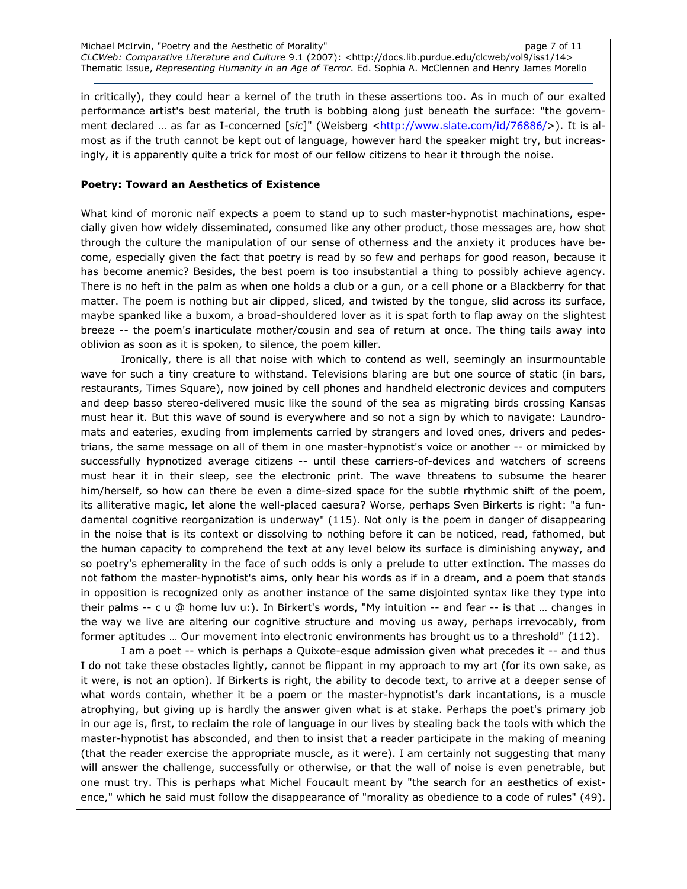in critically), they could hear a kernel of the truth in these assertions too. As in much of our exalted performance artist's best material, the truth is bobbing along just beneath the surface: "the government declared … as far as I-concerned [*sic*]" (Weisberg <http://www.slate.com/id/76886/>). It is almost as if the truth cannot be kept out of language, however hard the speaker might try, but increasingly, it is apparently quite a trick for most of our fellow citizens to hear it through the noise.

**Poetry: Toward an Aesthetics of Existence**

What kind of moronic naïf expects a poem to stand up to such master-hypnotist machinations, especially given how widely disseminated, consumed like any other product, those messages are, how shot through the culture the manipulation of our sense of otherness and the anxiety it produces have become, especially given the fact that poetry is read by so few and perhaps for good reason, because it has become anemic? Besides, the best poem is too insubstantial a thing to possibly achieve agency. There is no heft in the palm as when one holds a club or a gun, or a cell phone or a Blackberry for that matter. The poem is nothing but air clipped, sliced, and twisted by the tongue, slid across its surface, maybe spanked like a buxom, a broad-shouldered lover as it is spat forth to flap away on the slightest breeze -- the poem's inarticulate mother/cousin and sea of return at once. The thing tails away into oblivion as soon as it is spoken, to silence, the poem killer.

Ironically, there is all that noise with which to contend as well, seemingly an insurmountable wave for such a tiny creature to withstand. Televisions blaring are but one source of static (in bars, restaurants, Times Square), now joined by cell phones and handheld electronic devices and computers and deep basso stereo-delivered music like the sound of the sea as migrating birds crossing Kansas must hear it. But this wave of sound is everywhere and so not a sign by which to navigate: Laundromats and eateries, exuding from implements carried by strangers and loved ones, drivers and pedestrians, the same message on all of them in one master-hypnotist's voice or another -- or mimicked by successfully hypnotized average citizens -- until these carriers-of-devices and watchers of screens must hear it in their sleep, see the electronic print. The wave threatens to subsume the hearer him/herself, so how can there be even a dime-sized space for the subtle rhythmic shift of the poem, its alliterative magic, let alone the well-placed caesura? Worse, perhaps Sven Birkerts is right: "a fundamental cognitive reorganization is underway" (115). Not only is the poem in danger of disappearing in the noise that is its context or dissolving to nothing before it can be noticed, read, fathomed, but the human capacity to comprehend the text at any level below its surface is diminishing anyway, and so poetry's ephemerality in the face of such odds is only a prelude to utter extinction. The masses do not fathom the master-hypnotist's aims, only hear his words as if in a dream, and a poem that stands in opposition is recognized only as another instance of the same disjointed syntax like they type into their palms -- c u @ home luv u:). In Birkert's words, "My intuition -- and fear -- is that … changes in the way we live are altering our cognitive structure and moving us away, perhaps irrevocably, from former aptitudes … Our movement into electronic environments has brought us to a threshold" (112).

I am a poet -- which is perhaps a Quixote-esque admission given what precedes it -- and thus I do not take these obstacles lightly, cannot be flippant in my approach to my art (for its own sake, as it were, is not an option). If Birkerts is right, the ability to decode text, to arrive at a deeper sense of what words contain, whether it be a poem or the master-hypnotist's dark incantations, is a muscle atrophying, but giving up is hardly the answer given what is at stake. Perhaps the poet's primary job in our age is, first, to reclaim the role of language in our lives by stealing back the tools with which the master-hypnotist has absconded, and then to insist that a reader participate in the making of meaning (that the reader exercise the appropriate muscle, as it were). I am certainly not suggesting that many will answer the challenge, successfully or otherwise, or that the wall of noise is even penetrable, but one must try. This is perhaps what Michel Foucault meant by "the search for an aesthetics of existence," which he said must follow the disappearance of "morality as obedience to a code of rules" (49).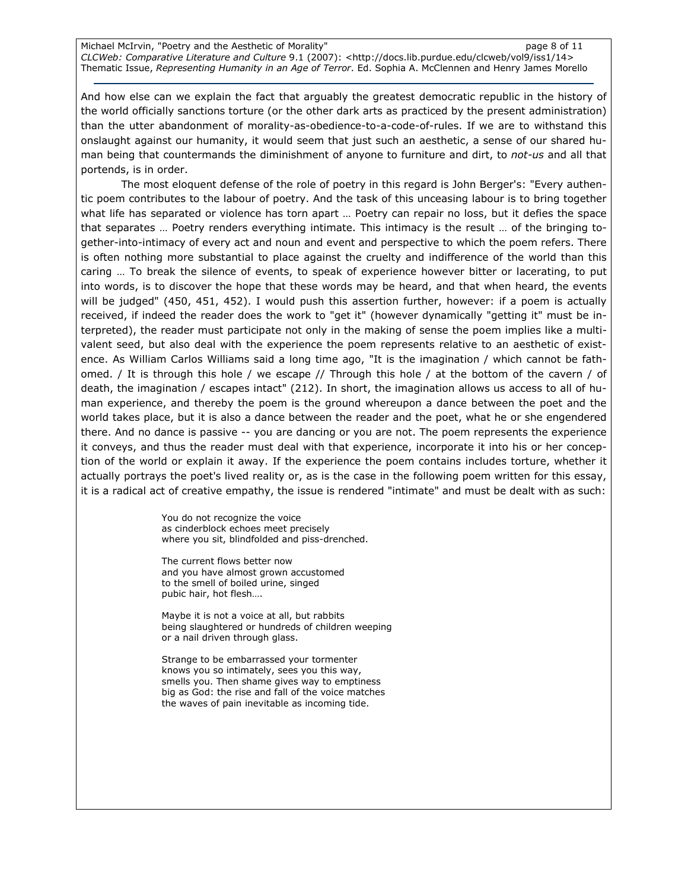And how else can we explain the fact that arguably the greatest democratic republic in the history of the world officially sanctions torture (or the other dark arts as practiced by the present administration) than the utter abandonment of morality-as-obedience-to-a-code-of-rules. If we are to withstand this onslaught against our humanity, it would seem that just such an aesthetic, a sense of our shared human being that countermands the diminishment of anyone to furniture and dirt, to *not-us* and all that portends, is in order.

The most eloquent defense of the role of poetry in this regard is John Berger's: "Every authentic poem contributes to the labour of poetry. And the task of this unceasing labour is to bring together what life has separated or violence has torn apart … Poetry can repair no loss, but it defies the space that separates … Poetry renders everything intimate. This intimacy is the result … of the bringing together-into-intimacy of every act and noun and event and perspective to which the poem refers. There is often nothing more substantial to place against the cruelty and indifference of the world than this caring … To break the silence of events, to speak of experience however bitter or lacerating, to put into words, is to discover the hope that these words may be heard, and that when heard, the events will be judged" (450, 451, 452). I would push this assertion further, however: if a poem is actually received, if indeed the reader does the work to "get it" (however dynamically "getting it" must be interpreted), the reader must participate not only in the making of sense the poem implies like a multivalent seed, but also deal with the experience the poem represents relative to an aesthetic of existence. As William Carlos Williams said a long time ago, "It is the imagination / which cannot be fathomed. / It is through this hole / we escape // Through this hole / at the bottom of the cavern / of death, the imagination / escapes intact" (212). In short, the imagination allows us access to all of human experience, and thereby the poem is the ground whereupon a dance between the poet and the world takes place, but it is also a dance between the reader and the poet, what he or she engendered there. And no dance is passive -- you are dancing or you are not. The poem represents the experience it conveys, and thus the reader must deal with that experience, incorporate it into his or her conception of the world or explain it away. If the experience the poem contains includes torture, whether it actually portrays the poet's lived reality or, as is the case in the following poem written for this essay, it is a radical act of creative empathy, the issue is rendered "intimate" and must be dealt with as such:

> You do not recognize the voice
> as cinderblock echoes meet precisely
> where you sit, blindfolded and piss-drenched.
>
> The current flows better now
> and you have almost grown accustomed
> to the smell of boiled urine, singed
> pubic hair, hot flesh….
>
> Maybe it is not a voice at all, but rabbits
> being slaughtered or hundreds of children weeping
> or a nail driven through glass.
>
> Strange to be embarrassed your tormenter
> knows you so intimately, sees you this way,
> smells you. Then shame gives way to emptiness
> big as God: the rise and fall of the voice matches
> the waves of pain inevitable as incoming tide.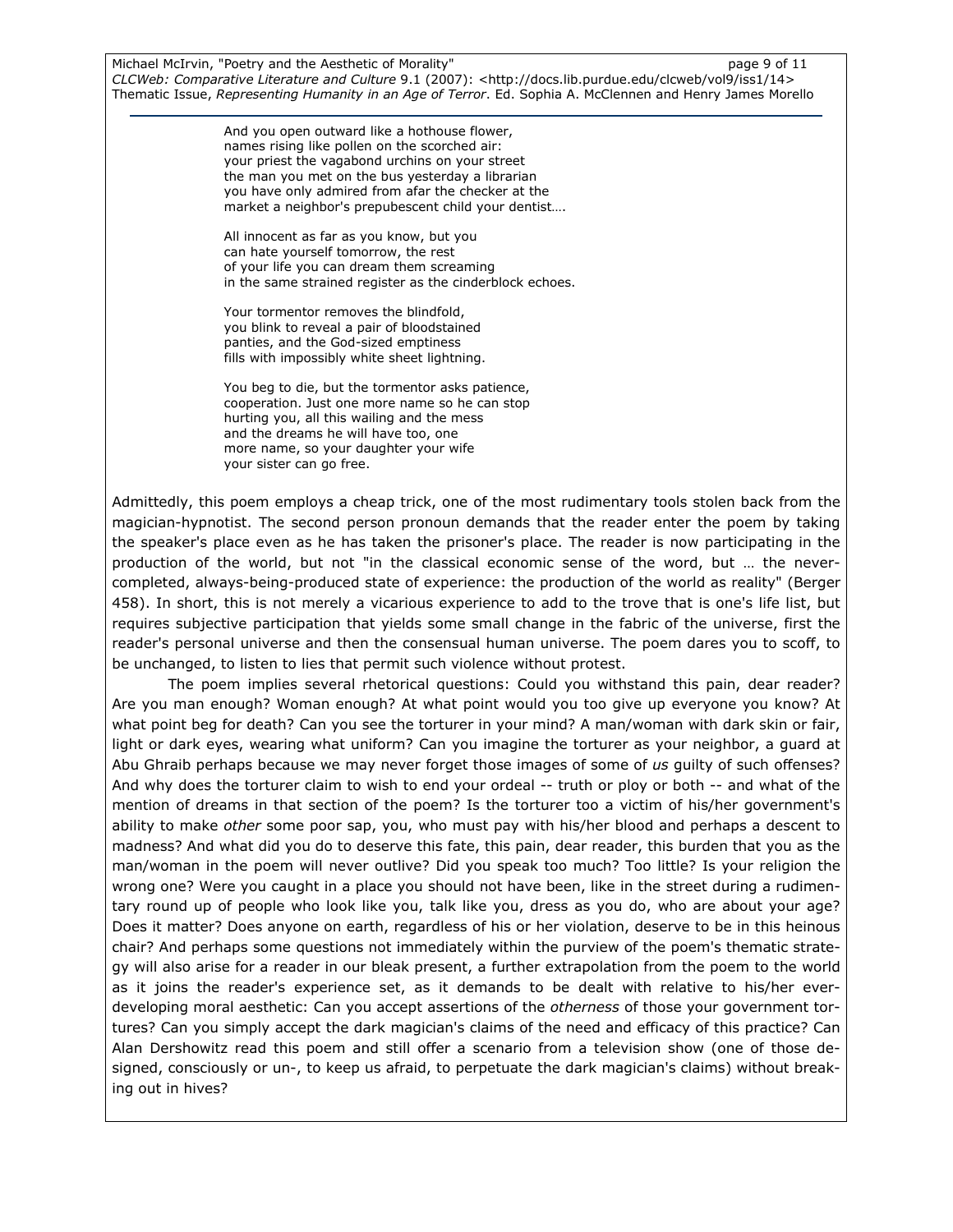> And you open outward like a hothouse flower,
> names rising like pollen on the scorched air:
> your priest the vagabond urchins on your street
> the man you met on the bus yesterday a librarian
> you have only admired from afar the checker at the
> market a neighbor's prepubescent child your dentist….
>
> All innocent as far as you know, but you
> can hate yourself tomorrow, the rest
> of your life you can dream them screaming
> in the same strained register as the cinderblock echoes.
>
> Your tormentor removes the blindfold,
> you blink to reveal a pair of bloodstained
> panties, and the God-sized emptiness
> fills with impossibly white sheet lightning.
>
> You beg to die, but the tormentor asks patience,
> cooperation. Just one more name so he can stop
> hurting you, all this wailing and the mess
> and the dreams he will have too, one
> more name, so your daughter your wife
> your sister can go free.

Admittedly, this poem employs a cheap trick, one of the most rudimentary tools stolen back from the magician-hypnotist. The second person pronoun demands that the reader enter the poem by taking the speaker's place even as he has taken the prisoner's place. The reader is now participating in the production of the world, but not "in the classical economic sense of the word, but … the never-completed, always-being-produced state of experience: the production of the world as reality" (Berger 458). In short, this is not merely a vicarious experience to add to the trove that is one's life list, but requires subjective participation that yields some small change in the fabric of the universe, first the reader's personal universe and then the consensual human universe. The poem dares you to scoff, to be unchanged, to listen to lies that permit such violence without protest.

The poem implies several rhetorical questions: Could you withstand this pain, dear reader? Are you man enough? Woman enough? At what point would you too give up everyone you know? At what point beg for death? Can you see the torturer in your mind? A man/woman with dark skin or fair, light or dark eyes, wearing what uniform? Can you imagine the torturer as your neighbor, a guard at Abu Ghraib perhaps because we may never forget those images of some of *us* guilty of such offenses? And why does the torturer claim to wish to end your ordeal -- truth or ploy or both -- and what of the mention of dreams in that section of the poem? Is the torturer too a victim of his/her government's ability to make *other* some poor sap, you, who must pay with his/her blood and perhaps a descent to madness? And what did you do to deserve this fate, this pain, dear reader, this burden that you as the man/woman in the poem will never outlive? Did you speak too much? Too little? Is your religion the wrong one? Were you caught in a place you should not have been, like in the street during a rudimentary round up of people who look like you, talk like you, dress as you do, who are about your age? Does it matter? Does anyone on earth, regardless of his or her violation, deserve to be in this heinous chair? And perhaps some questions not immediately within the purview of the poem's thematic strategy will also arise for a reader in our bleak present, a further extrapolation from the poem to the world as it joins the reader's experience set, as it demands to be dealt with relative to his/her ever-developing moral aesthetic: Can you accept assertions of the *otherness* of those your government tortures? Can you simply accept the dark magician's claims of the need and efficacy of this practice? Can Alan Dershowitz read this poem and still offer a scenario from a television show (one of those designed, consciously or un-, to keep us afraid, to perpetuate the dark magician's claims) without breaking out in hives?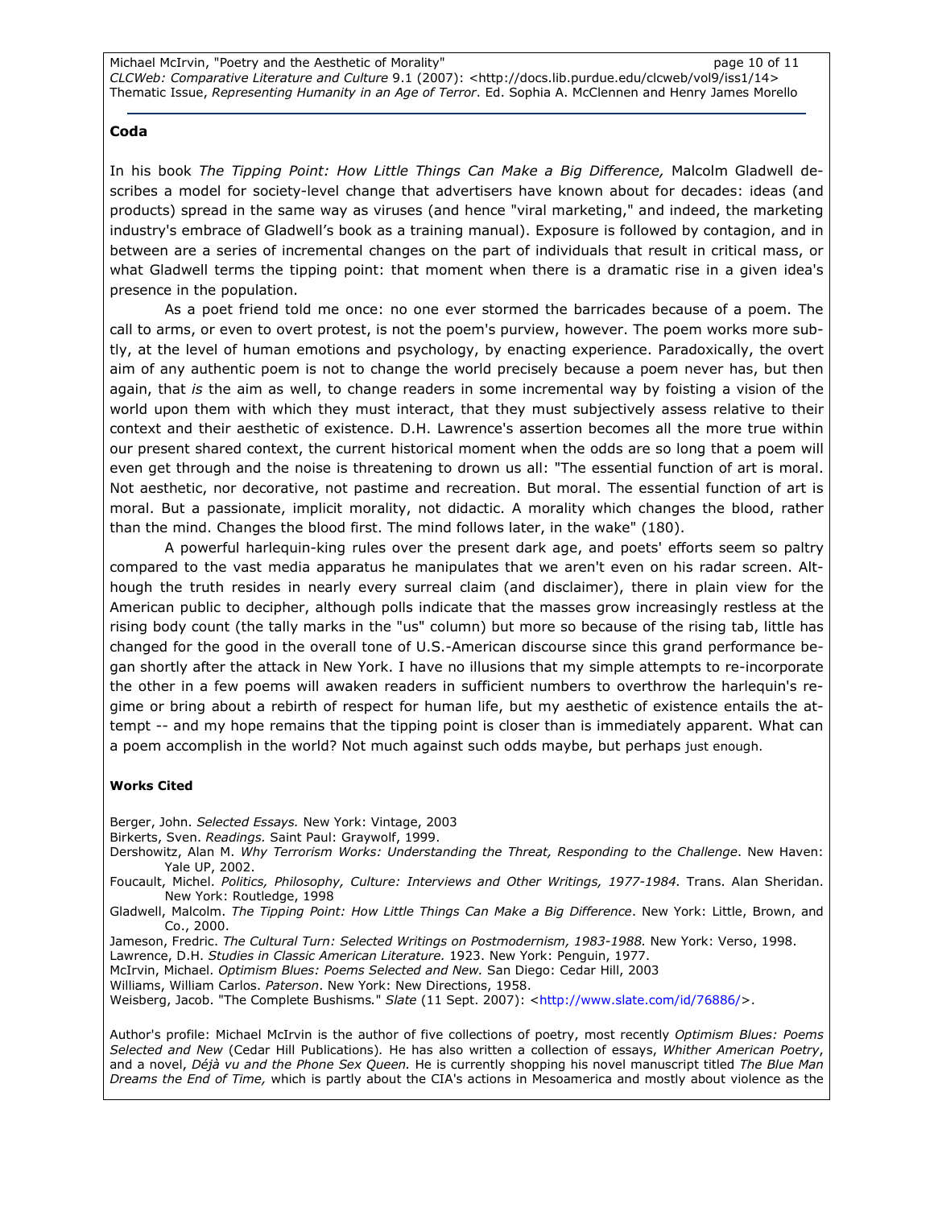## Coda

In his book *The Tipping Point: How Little Things Can Make a Big Difference,* Malcolm Gladwell describes a model for society-level change that advertisers have known about for decades: ideas (and products) spread in the same way as viruses (and hence "viral marketing," and indeed, the marketing industry's embrace of Gladwell's book as a training manual). Exposure is followed by contagion, and in between are a series of incremental changes on the part of individuals that result in critical mass, or what Gladwell terms the tipping point: that moment when there is a dramatic rise in a given idea's presence in the population.

As a poet friend told me once: no one ever stormed the barricades because of a poem. The call to arms, or even to overt protest, is not the poem's purview, however. The poem works more subtly, at the level of human emotions and psychology, by enacting experience. Paradoxically, the overt aim of any authentic poem is not to change the world precisely because a poem never has, but then again, that *is* the aim as well, to change readers in some incremental way by foisting a vision of the world upon them with which they must interact, that they must subjectively assess relative to their context and their aesthetic of existence. D.H. Lawrence's assertion becomes all the more true within our present shared context, the current historical moment when the odds are so long that a poem will even get through and the noise is threatening to drown us all: "The essential function of art is moral. Not aesthetic, nor decorative, not pastime and recreation. But moral. The essential function of art is moral. But a passionate, implicit morality, not didactic. A morality which changes the blood, rather than the mind. Changes the blood first. The mind follows later, in the wake" (180).

A powerful harlequin-king rules over the present dark age, and poets' efforts seem so paltry compared to the vast media apparatus he manipulates that we aren't even on his radar screen. Although the truth resides in nearly every surreal claim (and disclaimer), there in plain view for the American public to decipher, although polls indicate that the masses grow increasingly restless at the rising body count (the tally marks in the "us" column) but more so because of the rising tab, little has changed for the good in the overall tone of U.S.-American discourse since this grand performance began shortly after the attack in New York. I have no illusions that my simple attempts to re-incorporate the other in a few poems will awaken readers in sufficient numbers to overthrow the harlequin's regime or bring about a rebirth of respect for human life, but my aesthetic of existence entails the attempt -- and my hope remains that the tipping point is closer than is immediately apparent. What can a poem accomplish in the world? Not much against such odds maybe, but perhaps just enough.

### Works Cited

Berger, John. *Selected Essays.* New York: Vintage, 2003

Birkerts, Sven. *Readings.* Saint Paul: Graywolf, 1999.

Dershowitz, Alan M. *Why Terrorism Works: Understanding the Threat, Responding to the Challenge*. New Haven: Yale UP, 2002.

Foucault, Michel. *Politics, Philosophy, Culture: Interviews and Other Writings, 1977-1984.* Trans. Alan Sheridan. New York: Routledge, 1998

Gladwell, Malcolm. *The Tipping Point: How Little Things Can Make a Big Difference*. New York: Little, Brown, and Co., 2000.

Jameson, Fredric. *The Cultural Turn: Selected Writings on Postmodernism, 1983-1988.* New York: Verso, 1998.

Lawrence, D.H. *Studies in Classic American Literature.* 1923. New York: Penguin, 1977.

McIrvin, Michael. *Optimism Blues: Poems Selected and New.* San Diego: Cedar Hill, 2003

Williams, William Carlos. *Paterson*. New York: New Directions, 1958.

Weisberg, Jacob. "The Complete Bushisms." *Slate* (11 Sept. 2007): <http://www.slate.com/id/76886/>.

Author's profile: Michael McIrvin is the author of five collections of poetry, most recently *Optimism Blues: Poems Selected and New* (Cedar Hill Publications). He has also written a collection of essays, *Whither American Poetry*, and a novel, *Déjà vu and the Phone Sex Queen.* He is currently shopping his novel manuscript titled *The Blue Man Dreams the End of Time,* which is partly about the CIA's actions in Mesoamerica and mostly about violence as the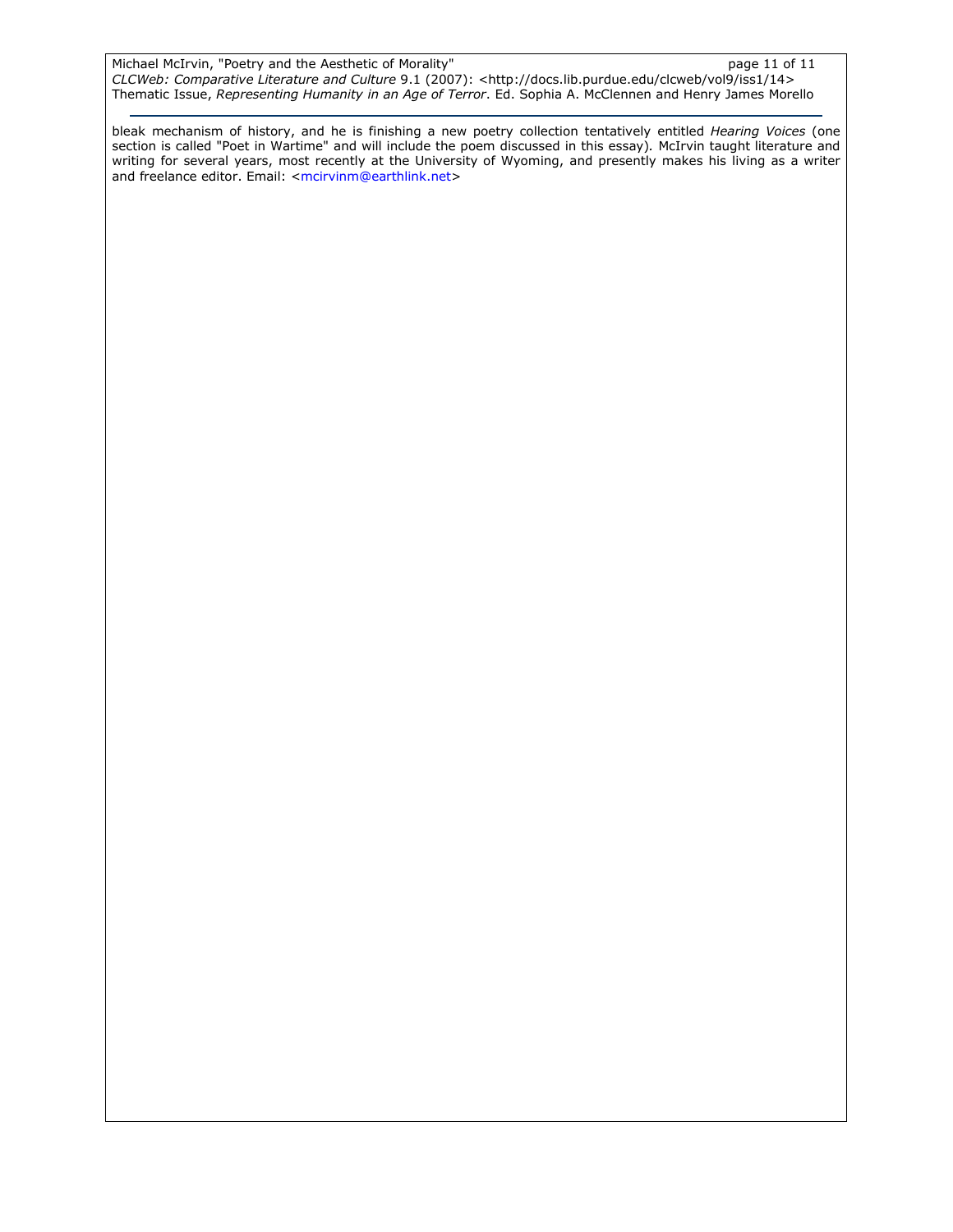bleak mechanism of history, and he is finishing a new poetry collection tentatively entitled *Hearing Voices* (one section is called "Poet in Wartime" and will include the poem discussed in this essay). McIrvin taught literature and writing for several years, most recently at the University of Wyoming, and presently makes his living as a writer and freelance editor. Email: <mcirvinm@earthlink.net>